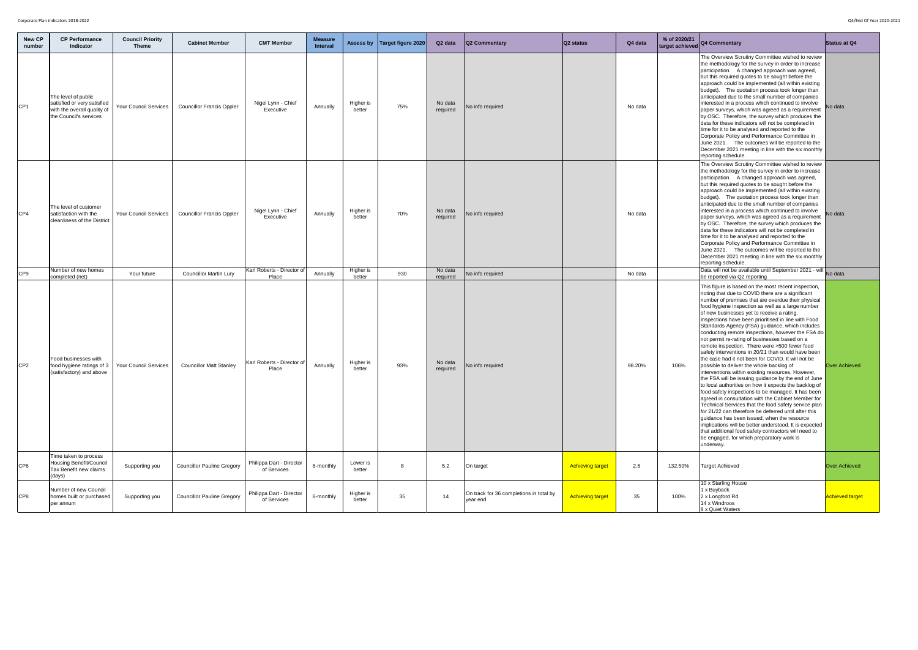| New CP number | CP Performance Indicator | Council Priority Theme | Cabinet Member | CMT Member | Measure Interval | Assess by | Target figure 2020 | Q2 data | Q2 Commentary | Q2 status | Q4 data | % of 2020/21 target achieved | Q4 Commentary | Status at Q4 |
|---|---|---|---|---|---|---|---|---|---|---|---|---|---|---|
| CP1 | The level of public satisfied or very satisfied with the overall quality of the Council's services | Your Council Services | Councillor Francis Oppler | Nigel Lynn - Chief Executive | Annually | Higher is better | 75% | No data required | No info required | | No data | | The Overview Scrutiny Committee wished to review the methodology for the survey in order to increase participation. A changed approach was agreed, but this required quotes to be sought before the approach could be implemented (all within existing budget). The quotation process took longer than anticipated due to the small number of companies interested in a process which continued to involve paper surveys, which was agreed as a requirement by OSC. Therefore, the survey which produces the data for these indicators will not be completed in time for it to be analysed and reported to the Corporate Policy and Performance Committee in June 2021. The outcomes will be reported to the December 2021 meeting in line with the six monthly reporting schedule. | No data |
| CP4 | The level of customer satisfaction with the cleanliness of the District | Your Council Services | Councillor Francis Oppler | Nigel Lynn - Chief Executive | Annually | Higher is better | 70% | No data required | No info required | | No data | | The Overview Scrutiny Committee wished to review the methodology for the survey in order to increase participation. A changed approach was agreed, but this required quotes to be sought before the approach could be implemented (all within existing budget). The quotation process took longer than anticipated due to the small number of companies interested in a process which continued to involve paper surveys, which was agreed as a requirement by OSC. Therefore, the survey which produces the data for these indicators will not be completed in time for it to be analysed and reported to the Corporate Policy and Performance Committee in June 2021. The outcomes will be reported to the December 2021 meeting in line with the six monthly reporting schedule. | No data |
| CP9 | Number of new homes completed (net) | Your future | Councillor Martin Lury | Karl Roberts - Director of Place | Annually | Higher is better | 930 | No data required | No info required | | No data | | Data will not be available until September 2021 - will be reported via Q2 reporting | No data |
| CP2 | Food businesses with food hygiene ratings of 3 (satisfactory) and above | Your Council Services | Councillor Matt Stanley | Karl Roberts - Director of Place | Annually | Higher is better | 93% | No data required | No info required | | 98.20% | 106% | This figure is based on the most recent inspection, noting that due to COVID there are a significant number of premises that are overdue their physical food hygiene inspection as well as a large number of new businesses yet to receive a rating. Inspections have been prioritised in line with Food Standards Agency (FSA) guidance, which includes conducting remote inspections, however the FSA do not permit re-rating of businesses based on a remote inspection. There were >500 fewer food safety interventions in 20/21 than would have been the case had it not been for COVID. It will not be possible to deliver the whole backlog of interventions within existing resources. However, the FSA will be issuing guidance by the end of June to local authorities on how it expects the backlog of food safety inspections to be managed. It has been agreed in consultation with the Cabinet Member for Technical Services that the food safety service plan for 21/22 can therefore be deferred until after this guidance has been issued, when the resource implications will be better understood. It is expected that additional food safety contractors will need to be engaged, for which preparatory work is underway. | Over Achieved |
| CP6 | Time taken to process Housing Benefit/Council Tax Benefit new claims (days) | Supporting you | Councillor Pauline Gregory | Philippa Dart - Director of Services | 6-monthly | Lower is better | 8 | 5.2 | On target | Achieving target | 2.6 | 132.50% | Target Achieved | Over Achieved |
| CP8 | Number of new Council homes built or purchased per annum | Supporting you | Councillor Pauline Gregory | Philippa Dart - Director of Services | 6-monthly | Higher is better | 35 | 14 | On track for 36 completions in total by year end | Achieving target | 35 | 100% | 10 x Starling House<br>1 x Buyback<br>2 x Longford Rd<br>14 x Windroos<br>8 x Quiet Waters | Achieved target |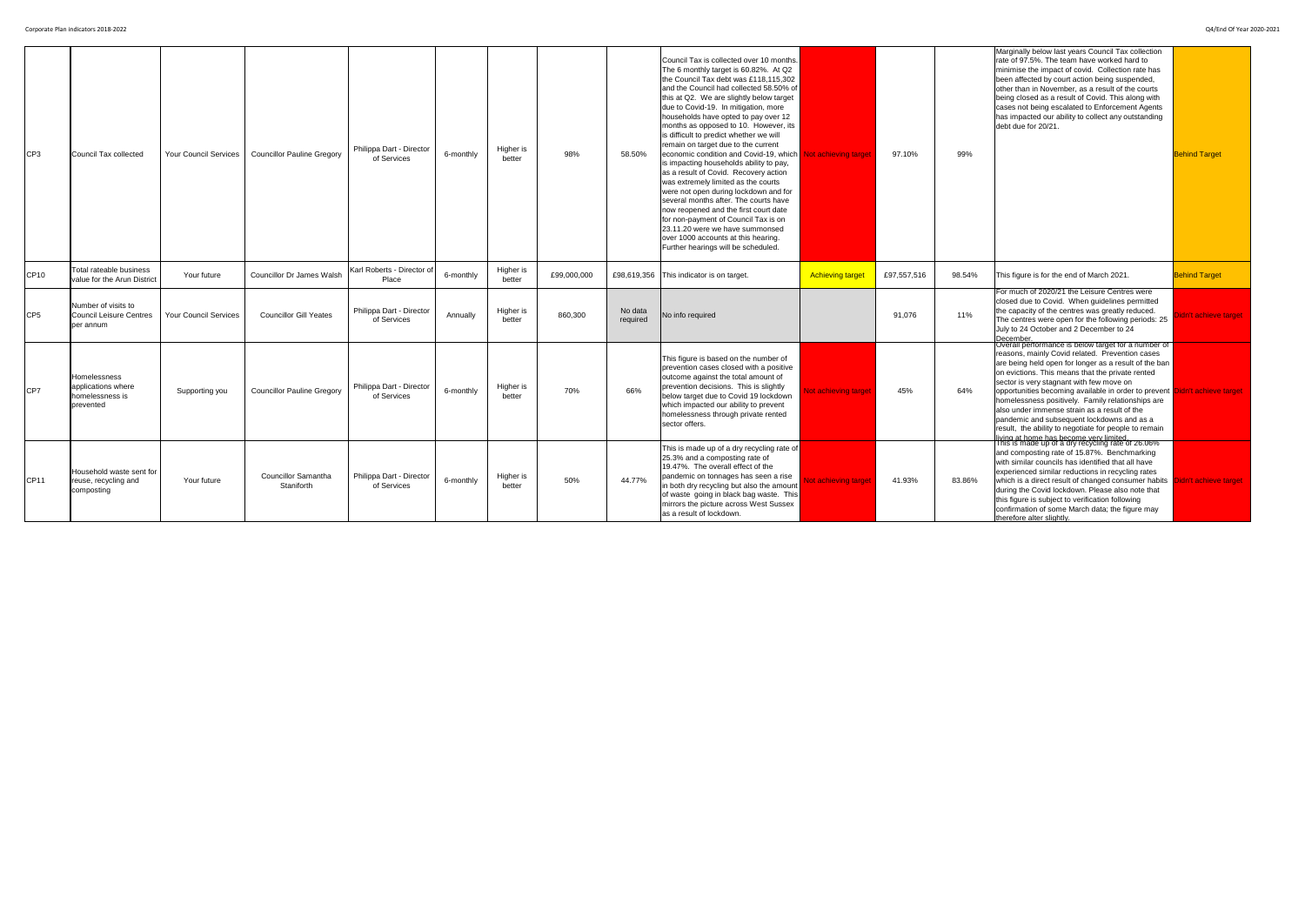| | | | | | | | | | | | | | | |
|---|---|---|---|---|---|---|---|---|---|---|---|---|---|---|
| CP3 | Council Tax collected | Your Council Services | Councillor Pauline Gregory | Philippa Dart - Director of Services | 6-monthly | Higher is better | 98% | 58.50% | Council Tax is collected over 10 months. The 6 monthly target is 60.82%. At Q2 the Council Tax debt was £118,115,302 and the Council had collected 58.50% of this at Q2. We are slightly below target due to Covid-19. In mitigation, more households have opted to pay over 12 months as opposed to 10. However, its is difficult to predict whether we will remain on target due to the current economic condition and Covid-19, which is impacting households ability to pay, as a result of Covid. Recovery action was extremely limited as the courts were not open during lockdown and for several months after. The courts have now reopened and the first court date for non-payment of Council Tax is on 23.11.20 were we have summonsed over 1000 accounts at this hearing. Further hearings will be scheduled. | Not achieving target | 97.10% | 99% | Marginally below last years Council Tax collection rate of 97.5%. The team have worked hard to minimise the impact of covid. Collection rate has been affected by court action being suspended, other than in November, as a result of the courts being closed as a result of Covid. This along with cases not being escalated to Enforcement Agents has impacted our ability to collect any outstanding debt due for 20/21. | Behind Target |
| CP10 | Total rateable business value for the Arun District | Your future | Councillor Dr James Walsh | Karl Roberts - Director of Place | 6-monthly | Higher is better | £99,000,000 | £98,619,356 | This indicator is on target. | Achieving target | £97,557,516 | 98.54% | This figure is for the end of March 2021. | Behind Target |
| CP5 | Number of visits to Council Leisure Centres per annum | Your Council Services | Councillor Gill Yeates | Philippa Dart - Director of Services | Annually | Higher is better | 860,300 | No data required | No info required | | 91,076 | 11% | For much of 2020/21 the Leisure Centres were closed due to Covid. When guidelines permitted the capacity of the centres was greatly reduced. The centres were open for the following periods: 25 July to 24 October and 2 December to 24 December. | Didn't achieve target |
| CP7 | Homelessness applications where homelessness is prevented | Supporting you | Councillor Pauline Gregory | Philippa Dart - Director of Services | 6-monthly | Higher is better | 70% | 66% | This figure is based on the number of prevention cases closed with a positive outcome against the total amount of prevention decisions. This is slightly below target due to Covid 19 lockdown which impacted our ability to prevent homelessness through private rented sector offers. | Not achieving target | 45% | 64% | Overall performance is below target for a number of reasons, mainly Covid related. Prevention cases are being held open for longer as a result of the ban on evictions. This means that the private rented sector is very stagnant with few move on opportunities becoming available in order to prevent homelessness positively. Family relationships are also under immense strain as a result of the pandemic and subsequent lockdowns and as a result, the ability to negotiate for people to remain living at home has become very limited. | Didn't achieve target |
| CP11 | Household waste sent for reuse, recycling and composting | Your future | Councillor Samantha Staniforth | Philippa Dart - Director of Services | 6-monthly | Higher is better | 50% | 44.77% | This is made up of a dry recycling rate of 25.3% and a composting rate of 19.47%. The overall effect of the pandemic on tonnages has seen a rise in both dry recycling but also the amount of waste going in black bag waste. This mirrors the picture across West Sussex as a result of lockdown. | Not achieving target | 41.93% | 83.86% | This is made up of a dry recycling rate of 26.06% and composting rate of 15.87%. Benchmarking with similar councils has identified that all have experienced similar reductions in recycling rates which is a direct result of changed consumer habits during the Covid lockdown. Please also note that this figure is subject to verification following confirmation of some March data; the figure may therefore alter slightly. | Didn't achieve target |